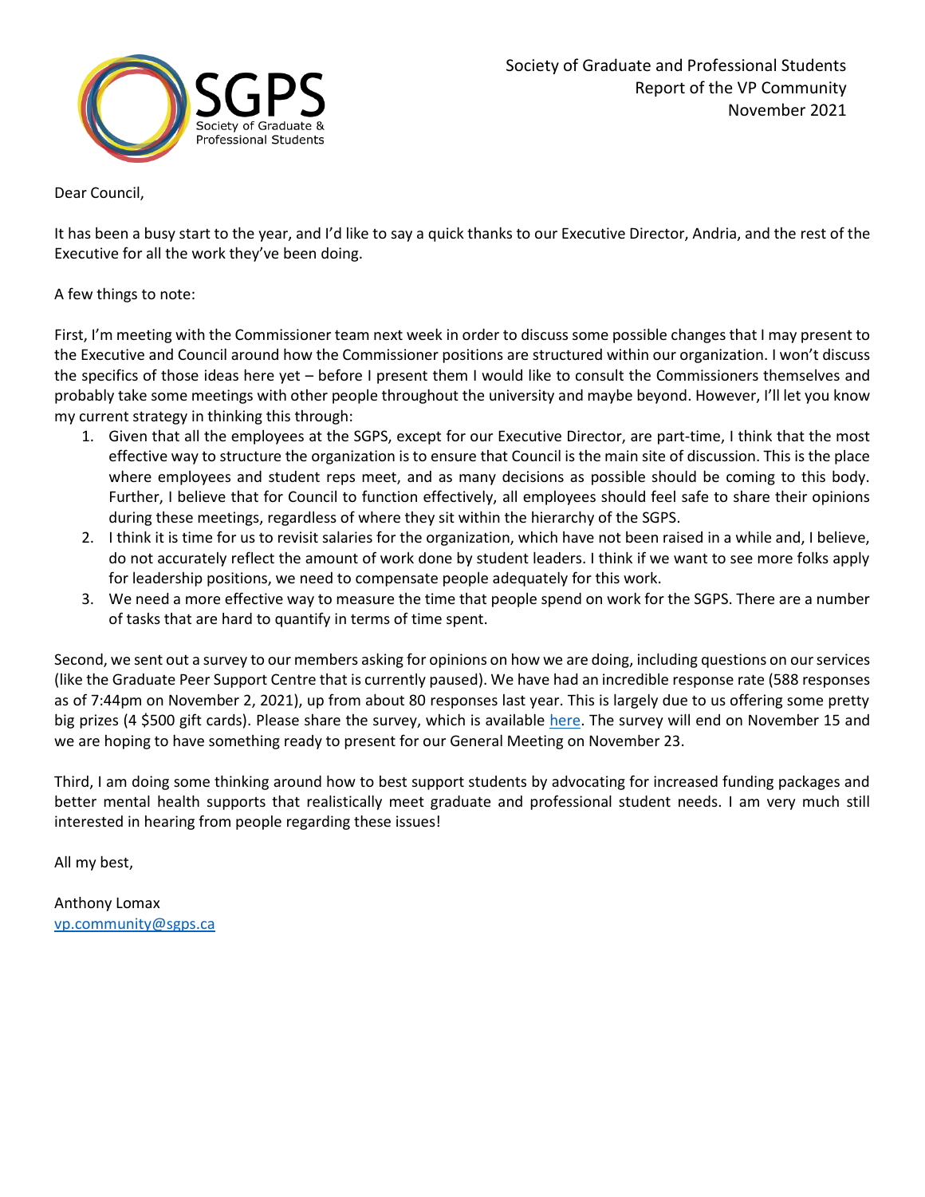Society of Graduate and Professional Students
Report of the VP Community
November 2021

Dear Council,

It has been a busy start to the year, and I'd like to say a quick thanks to our Executive Director, Andria, and the rest of the Executive for all the work they've been doing.

A few things to note:

First, I'm meeting with the Commissioner team next week in order to discuss some possible changes that I may present to the Executive and Council around how the Commissioner positions are structured within our organization. I won't discuss the specifics of those ideas here yet – before I present them I would like to consult the Commissioners themselves and probably take some meetings with other people throughout the university and maybe beyond. However, I'll let you know my current strategy in thinking this through:

1. Given that all the employees at the SGPS, except for our Executive Director, are part-time, I think that the most effective way to structure the organization is to ensure that Council is the main site of discussion. This is the place where employees and student reps meet, and as many decisions as possible should be coming to this body. Further, I believe that for Council to function effectively, all employees should feel safe to share their opinions during these meetings, regardless of where they sit within the hierarchy of the SGPS.
2. I think it is time for us to revisit salaries for the organization, which have not been raised in a while and, I believe, do not accurately reflect the amount of work done by student leaders. I think if we want to see more folks apply for leadership positions, we need to compensate people adequately for this work.
3. We need a more effective way to measure the time that people spend on work for the SGPS. There are a number of tasks that are hard to quantify in terms of time spent.

Second, we sent out a survey to our members asking for opinions on how we are doing, including questions on our services (like the Graduate Peer Support Centre that is currently paused). We have had an incredible response rate (588 responses as of 7:44pm on November 2, 2021), up from about 80 responses last year. This is largely due to us offering some pretty big prizes (4 $500 gift cards). Please share the survey, which is available here. The survey will end on November 15 and we are hoping to have something ready to present for our General Meeting on November 23.

Third, I am doing some thinking around how to best support students by advocating for increased funding packages and better mental health supports that realistically meet graduate and professional student needs. I am very much still interested in hearing from people regarding these issues!

All my best,

Anthony Lomax
vp.community@sgps.ca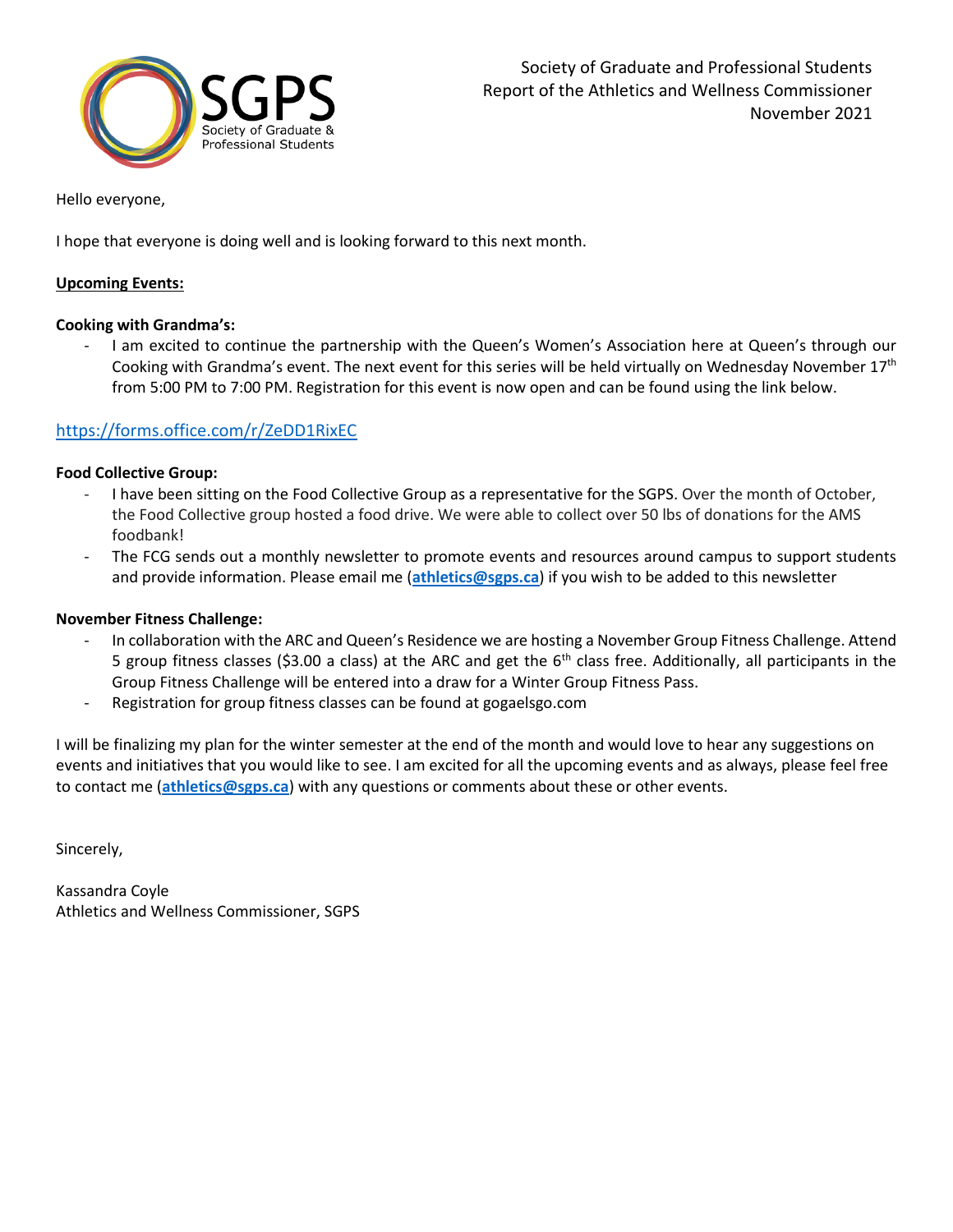Society of Graduate and Professional Students
Report of the Athletics and Wellness Commissioner
November 2021

Hello everyone,

I hope that everyone is doing well and is looking forward to this next month.

**Upcoming Events:**

**Cooking with Grandma's:**

- I am excited to continue the partnership with the Queen's Women's Association here at Queen's through our Cooking with Grandma's event. The next event for this series will be held virtually on Wednesday November 17th from 5:00 PM to 7:00 PM. Registration for this event is now open and can be found using the link below.

https://forms.office.com/r/ZeDD1RixEC

**Food Collective Group:**

- I have been sitting on the Food Collective Group as a representative for the SGPS. Over the month of October, the Food Collective group hosted a food drive. We were able to collect over 50 lbs of donations for the AMS foodbank!
- The FCG sends out a monthly newsletter to promote events and resources around campus to support students and provide information. Please email me (**athletics@sgps.ca**) if you wish to be added to this newsletter

**November Fitness Challenge:**

- In collaboration with the ARC and Queen's Residence we are hosting a November Group Fitness Challenge. Attend 5 group fitness classes ($3.00 a class) at the ARC and get the 6th class free. Additionally, all participants in the Group Fitness Challenge will be entered into a draw for a Winter Group Fitness Pass.
- Registration for group fitness classes can be found at gogaelsgo.com

I will be finalizing my plan for the winter semester at the end of the month and would love to hear any suggestions on events and initiatives that you would like to see. I am excited for all the upcoming events and as always, please feel free to contact me (**athletics@sgps.ca**) with any questions or comments about these or other events.

Sincerely,

Kassandra Coyle
Athletics and Wellness Commissioner, SGPS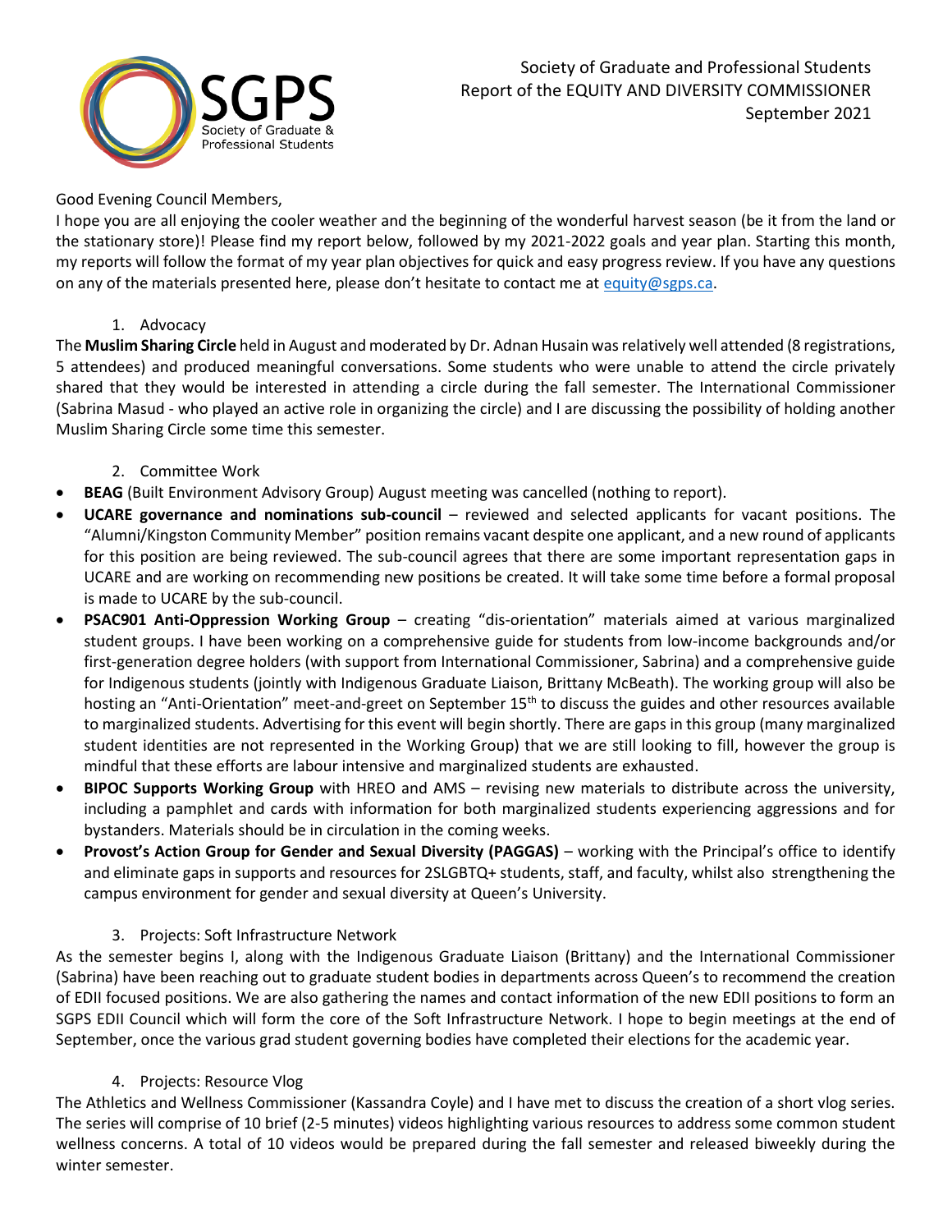Society of Graduate and Professional Students
Report of the EQUITY AND DIVERSITY COMMISSIONER
September 2021

Good Evening Council Members,

I hope you are all enjoying the cooler weather and the beginning of the wonderful harvest season (be it from the land or the stationary store)! Please find my report below, followed by my 2021-2022 goals and year plan. Starting this month, my reports will follow the format of my year plan objectives for quick and easy progress review. If you have any questions on any of the materials presented here, please don't hesitate to contact me at equity@sgps.ca.

1. Advocacy

The **Muslim Sharing Circle** held in August and moderated by Dr. Adnan Husain was relatively well attended (8 registrations, 5 attendees) and produced meaningful conversations. Some students who were unable to attend the circle privately shared that they would be interested in attending a circle during the fall semester. The International Commissioner (Sabrina Masud - who played an active role in organizing the circle) and I are discussing the possibility of holding another Muslim Sharing Circle some time this semester.

2. Committee Work

- **BEAG** (Built Environment Advisory Group) August meeting was cancelled (nothing to report).
- **UCARE governance and nominations sub-council** – reviewed and selected applicants for vacant positions. The "Alumni/Kingston Community Member" position remains vacant despite one applicant, and a new round of applicants for this position are being reviewed. The sub-council agrees that there are some important representation gaps in UCARE and are working on recommending new positions be created. It will take some time before a formal proposal is made to UCARE by the sub-council.
- **PSAC901 Anti-Oppression Working Group** – creating "dis-orientation" materials aimed at various marginalized student groups. I have been working on a comprehensive guide for students from low-income backgrounds and/or first-generation degree holders (with support from International Commissioner, Sabrina) and a comprehensive guide for Indigenous students (jointly with Indigenous Graduate Liaison, Brittany McBeath). The working group will also be hosting an "Anti-Orientation" meet-and-greet on September 15th to discuss the guides and other resources available to marginalized students. Advertising for this event will begin shortly. There are gaps in this group (many marginalized student identities are not represented in the Working Group) that we are still looking to fill, however the group is mindful that these efforts are labour intensive and marginalized students are exhausted.
- **BIPOC Supports Working Group** with HREO and AMS – revising new materials to distribute across the university, including a pamphlet and cards with information for both marginalized students experiencing aggressions and for bystanders. Materials should be in circulation in the coming weeks.
- **Provost's Action Group for Gender and Sexual Diversity (PAGGAS)** – working with the Principal's office to identify and eliminate gaps in supports and resources for 2SLGBTQ+ students, staff, and faculty, whilst also strengthening the campus environment for gender and sexual diversity at Queen's University.

3. Projects: Soft Infrastructure Network

As the semester begins I, along with the Indigenous Graduate Liaison (Brittany) and the International Commissioner (Sabrina) have been reaching out to graduate student bodies in departments across Queen's to recommend the creation of EDII focused positions. We are also gathering the names and contact information of the new EDII positions to form an SGPS EDII Council which will form the core of the Soft Infrastructure Network. I hope to begin meetings at the end of September, once the various grad student governing bodies have completed their elections for the academic year.

4. Projects: Resource Vlog

The Athletics and Wellness Commissioner (Kassandra Coyle) and I have met to discuss the creation of a short vlog series. The series will comprise of 10 brief (2-5 minutes) videos highlighting various resources to address some common student wellness concerns. A total of 10 videos would be prepared during the fall semester and released biweekly during the winter semester.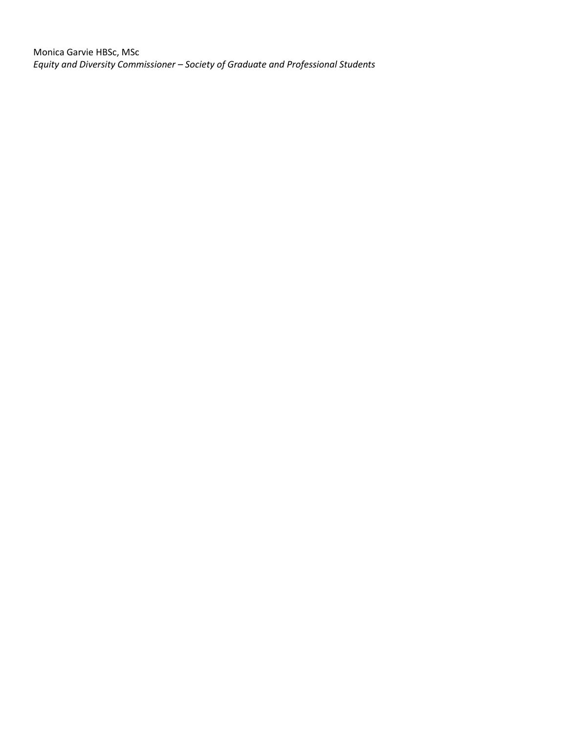Monica Garvie HBSc, MSc
*Equity and Diversity Commissioner – Society of Graduate and Professional Students*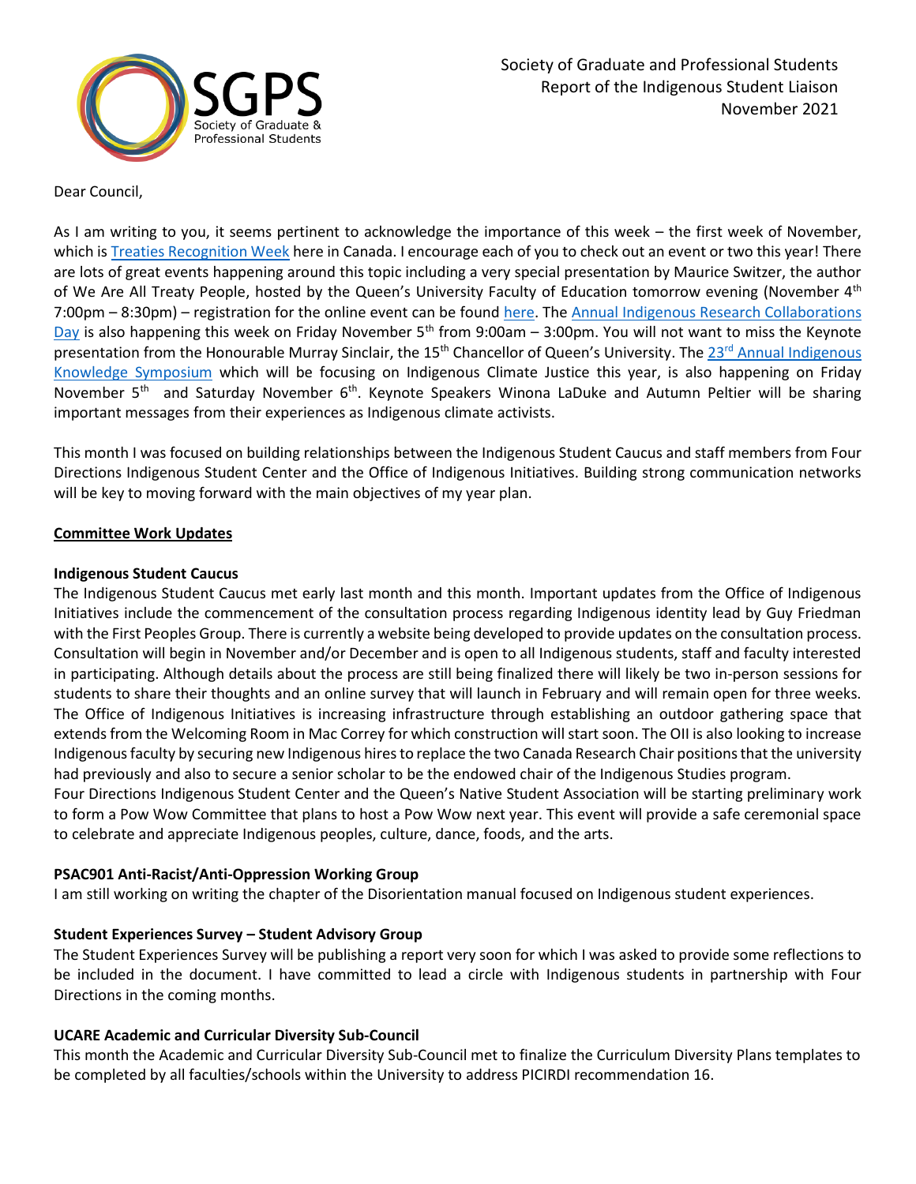Society of Graduate and Professional Students
Report of the Indigenous Student Liaison
November 2021

Dear Council,

As I am writing to you, it seems pertinent to acknowledge the importance of this week – the first week of November, which is Treaties Recognition Week here in Canada. I encourage each of you to check out an event or two this year! There are lots of great events happening around this topic including a very special presentation by Maurice Switzer, the author of We Are All Treaty People, hosted by the Queen's University Faculty of Education tomorrow evening (November 4th 7:00pm – 8:30pm) – registration for the online event can be found here. The Annual Indigenous Research Collaborations Day is also happening this week on Friday November 5th from 9:00am – 3:00pm. You will not want to miss the Keynote presentation from the Honourable Murray Sinclair, the 15th Chancellor of Queen's University. The 23rd Annual Indigenous Knowledge Symposium which will be focusing on Indigenous Climate Justice this year, is also happening on Friday November 5th and Saturday November 6th. Keynote Speakers Winona LaDuke and Autumn Peltier will be sharing important messages from their experiences as Indigenous climate activists.

This month I was focused on building relationships between the Indigenous Student Caucus and staff members from Four Directions Indigenous Student Center and the Office of Indigenous Initiatives. Building strong communication networks will be key to moving forward with the main objectives of my year plan.

## Committee Work Updates

### Indigenous Student Caucus

The Indigenous Student Caucus met early last month and this month. Important updates from the Office of Indigenous Initiatives include the commencement of the consultation process regarding Indigenous identity lead by Guy Friedman with the First Peoples Group. There is currently a website being developed to provide updates on the consultation process. Consultation will begin in November and/or December and is open to all Indigenous students, staff and faculty interested in participating. Although details about the process are still being finalized there will likely be two in-person sessions for students to share their thoughts and an online survey that will launch in February and will remain open for three weeks. The Office of Indigenous Initiatives is increasing infrastructure through establishing an outdoor gathering space that extends from the Welcoming Room in Mac Correy for which construction will start soon. The OII is also looking to increase Indigenous faculty by securing new Indigenous hires to replace the two Canada Research Chair positions that the university had previously and also to secure a senior scholar to be the endowed chair of the Indigenous Studies program.

Four Directions Indigenous Student Center and the Queen's Native Student Association will be starting preliminary work to form a Pow Wow Committee that plans to host a Pow Wow next year. This event will provide a safe ceremonial space to celebrate and appreciate Indigenous peoples, culture, dance, foods, and the arts.

### PSAC901 Anti-Racist/Anti-Oppression Working Group

I am still working on writing the chapter of the Disorientation manual focused on Indigenous student experiences.

### Student Experiences Survey – Student Advisory Group

The Student Experiences Survey will be publishing a report very soon for which I was asked to provide some reflections to be included in the document. I have committed to lead a circle with Indigenous students in partnership with Four Directions in the coming months.

### UCARE Academic and Curricular Diversity Sub-Council

This month the Academic and Curricular Diversity Sub-Council met to finalize the Curriculum Diversity Plans templates to be completed by all faculties/schools within the University to address PICIRDI recommendation 16.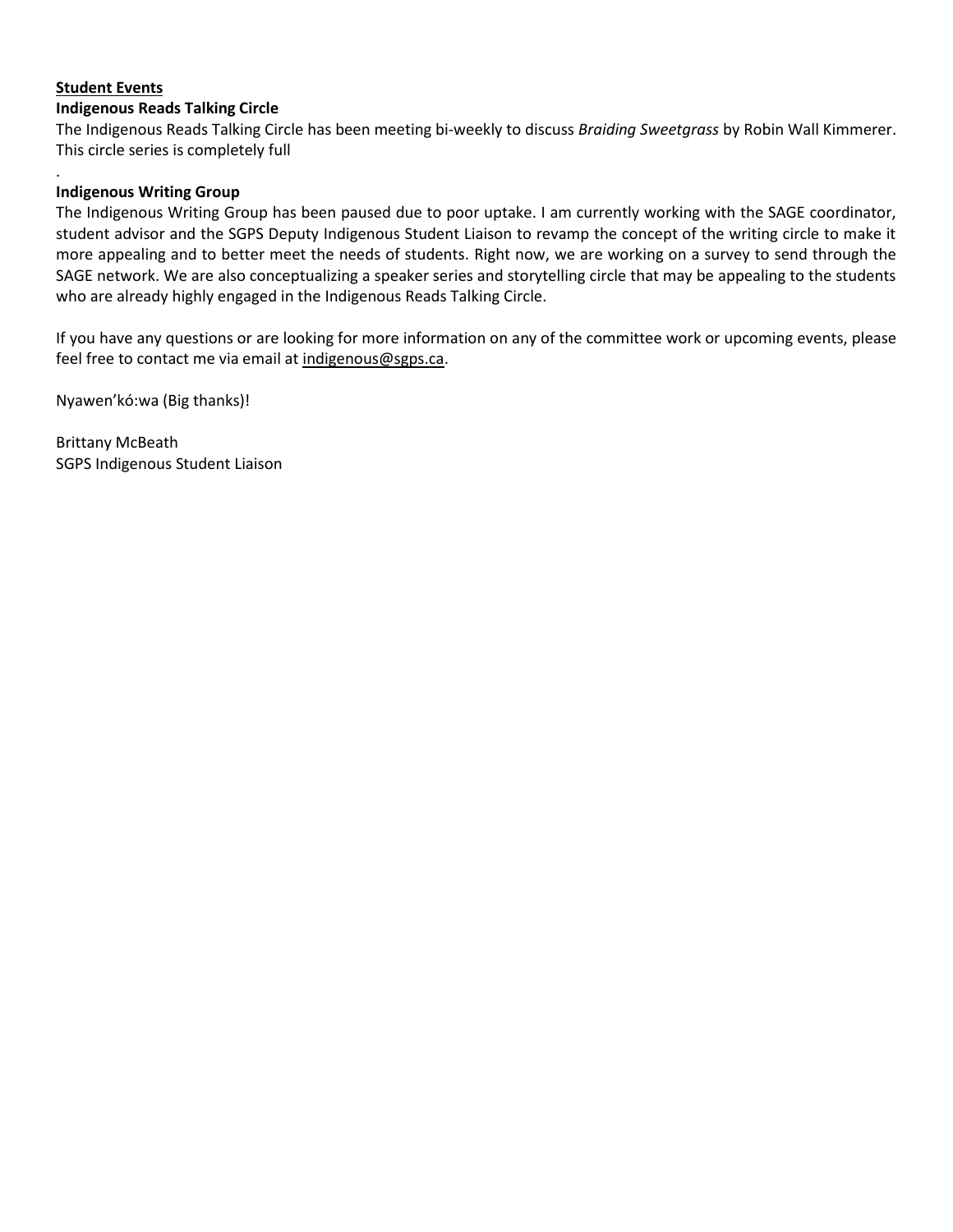**<u>Student Events</u>**

**Indigenous Reads Talking Circle**

The Indigenous Reads Talking Circle has been meeting bi-weekly to discuss *Braiding Sweetgrass* by Robin Wall Kimmerer. This circle series is completely full

.

**Indigenous Writing Group**

The Indigenous Writing Group has been paused due to poor uptake. I am currently working with the SAGE coordinator, student advisor and the SGPS Deputy Indigenous Student Liaison to revamp the concept of the writing circle to make it more appealing and to better meet the needs of students. Right now, we are working on a survey to send through the SAGE network. We are also conceptualizing a speaker series and storytelling circle that may be appealing to the students who are already highly engaged in the Indigenous Reads Talking Circle.

If you have any questions or are looking for more information on any of the committee work or upcoming events, please feel free to contact me via email at indigenous@sgps.ca.

Nyawen'kó:wa (Big thanks)!

Brittany McBeath
SGPS Indigenous Student Liaison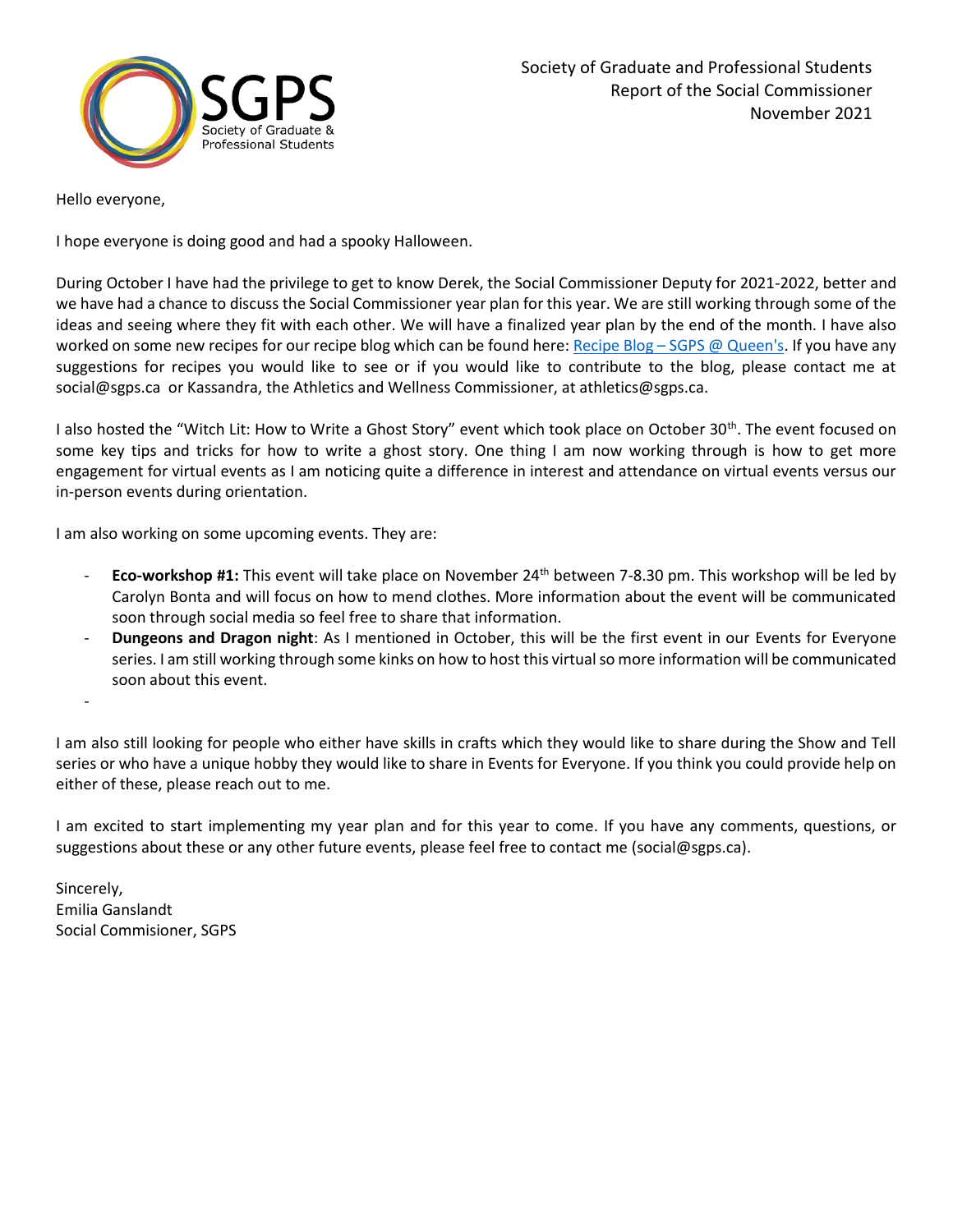Society of Graduate and Professional Students
Report of the Social Commissioner
November 2021

Hello everyone,

I hope everyone is doing good and had a spooky Halloween.

During October I have had the privilege to get to know Derek, the Social Commissioner Deputy for 2021-2022, better and we have had a chance to discuss the Social Commissioner year plan for this year. We are still working through some of the ideas and seeing where they fit with each other. We will have a finalized year plan by the end of the month. I have also worked on some new recipes for our recipe blog which can be found here: [Recipe Blog – SGPS @ Queen's](). If you have any suggestions for recipes you would like to see or if you would like to contribute to the blog, please contact me at social@sgps.ca or Kassandra, the Athletics and Wellness Commissioner, at athletics@sgps.ca.

I also hosted the "Witch Lit: How to Write a Ghost Story" event which took place on October 30th. The event focused on some key tips and tricks for how to write a ghost story. One thing I am now working through is how to get more engagement for virtual events as I am noticing quite a difference in interest and attendance on virtual events versus our in-person events during orientation.

I am also working on some upcoming events. They are:

- **Eco-workshop #1:** This event will take place on November 24th between 7-8.30 pm. This workshop will be led by Carolyn Bonta and will focus on how to mend clothes. More information about the event will be communicated soon through social media so feel free to share that information.
- **Dungeons and Dragon night**: As I mentioned in October, this will be the first event in our Events for Everyone series. I am still working through some kinks on how to host this virtual so more information will be communicated soon about this event.
-

I am also still looking for people who either have skills in crafts which they would like to share during the Show and Tell series or who have a unique hobby they would like to share in Events for Everyone. If you think you could provide help on either of these, please reach out to me.

I am excited to start implementing my year plan and for this year to come. If you have any comments, questions, or suggestions about these or any other future events, please feel free to contact me (social@sgps.ca).

Sincerely,
Emilia Ganslandt
Social Commisioner, SGPS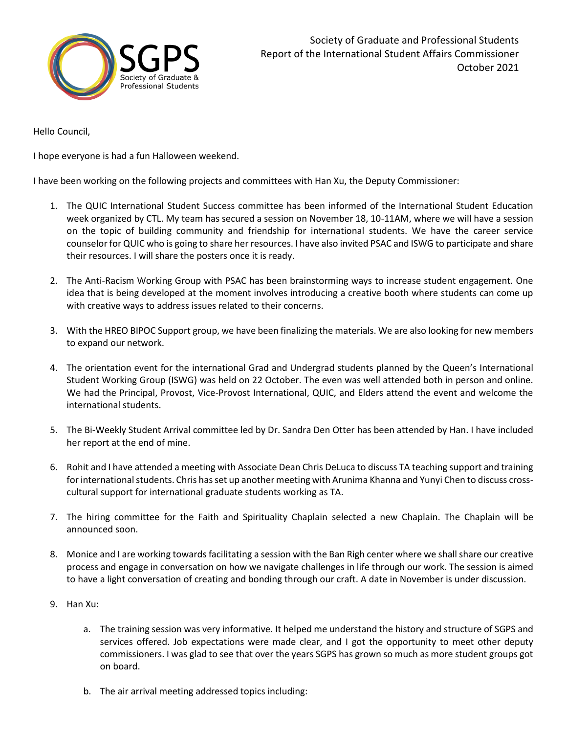Society of Graduate and Professional Students
Report of the International Student Affairs Commissioner
October 2021

Hello Council,

I hope everyone is had a fun Halloween weekend.

I have been working on the following projects and committees with Han Xu, the Deputy Commissioner:

1. The QUIC International Student Success committee has been informed of the International Student Education week organized by CTL. My team has secured a session on November 18, 10-11AM, where we will have a session on the topic of building community and friendship for international students. We have the career service counselor for QUIC who is going to share her resources. I have also invited PSAC and ISWG to participate and share their resources. I will share the posters once it is ready.

2. The Anti-Racism Working Group with PSAC has been brainstorming ways to increase student engagement. One idea that is being developed at the moment involves introducing a creative booth where students can come up with creative ways to address issues related to their concerns.

3. With the HREO BIPOC Support group, we have been finalizing the materials. We are also looking for new members to expand our network.

4. The orientation event for the international Grad and Undergrad students planned by the Queen's International Student Working Group (ISWG) was held on 22 October. The even was well attended both in person and online. We had the Principal, Provost, Vice-Provost International, QUIC, and Elders attend the event and welcome the international students.

5. The Bi-Weekly Student Arrival committee led by Dr. Sandra Den Otter has been attended by Han. I have included her report at the end of mine.

6. Rohit and I have attended a meeting with Associate Dean Chris DeLuca to discuss TA teaching support and training for international students. Chris has set up another meeting with Arunima Khanna and Yunyi Chen to discuss cross-cultural support for international graduate students working as TA.

7. The hiring committee for the Faith and Spirituality Chaplain selected a new Chaplain. The Chaplain will be announced soon.

8. Monice and I are working towards facilitating a session with the Ban Righ center where we shall share our creative process and engage in conversation on how we navigate challenges in life through our work. The session is aimed to have a light conversation of creating and bonding through our craft. A date in November is under discussion.

9. Han Xu:

   a. The training session was very informative. It helped me understand the history and structure of SGPS and services offered. Job expectations were made clear, and I got the opportunity to meet other deputy commissioners. I was glad to see that over the years SGPS has grown so much as more student groups got on board.

   b. The air arrival meeting addressed topics including: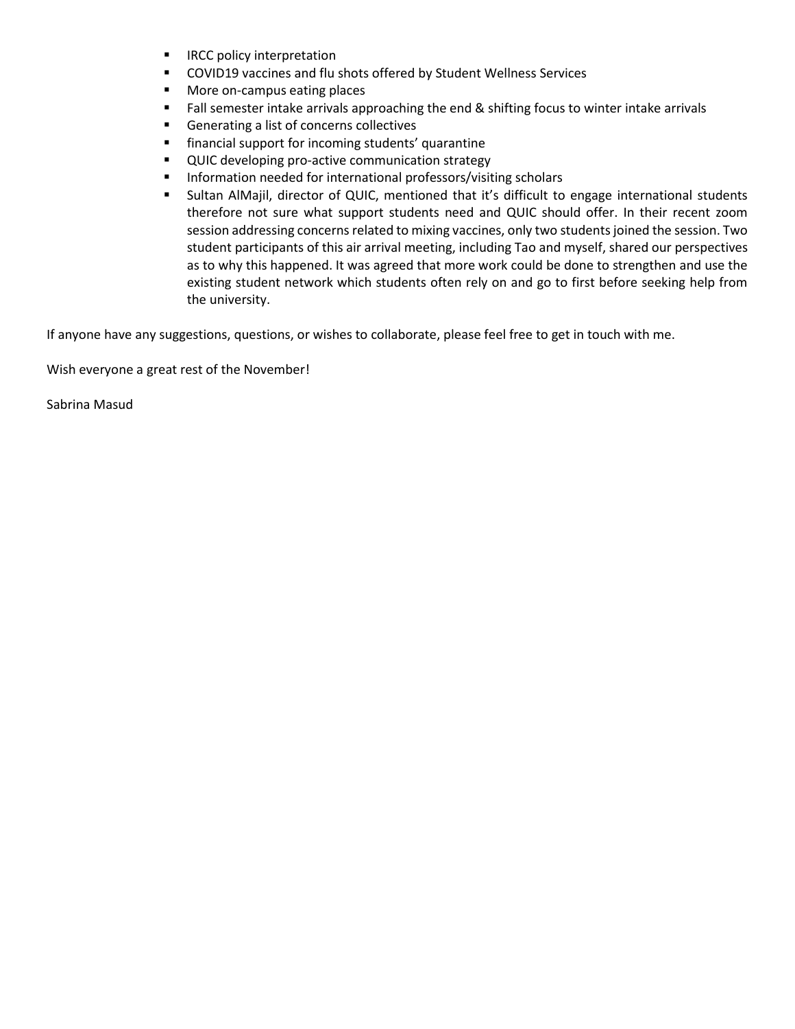- IRCC policy interpretation
- COVID19 vaccines and flu shots offered by Student Wellness Services
- More on-campus eating places
- Fall semester intake arrivals approaching the end & shifting focus to winter intake arrivals
- Generating a list of concerns collectives
- financial support for incoming students' quarantine
- QUIC developing pro-active communication strategy
- Information needed for international professors/visiting scholars
- Sultan AlMajil, director of QUIC, mentioned that it's difficult to engage international students therefore not sure what support students need and QUIC should offer. In their recent zoom session addressing concerns related to mixing vaccines, only two students joined the session. Two student participants of this air arrival meeting, including Tao and myself, shared our perspectives as to why this happened. It was agreed that more work could be done to strengthen and use the existing student network which students often rely on and go to first before seeking help from the university.

If anyone have any suggestions, questions, or wishes to collaborate, please feel free to get in touch with me.

Wish everyone a great rest of the November!

Sabrina Masud